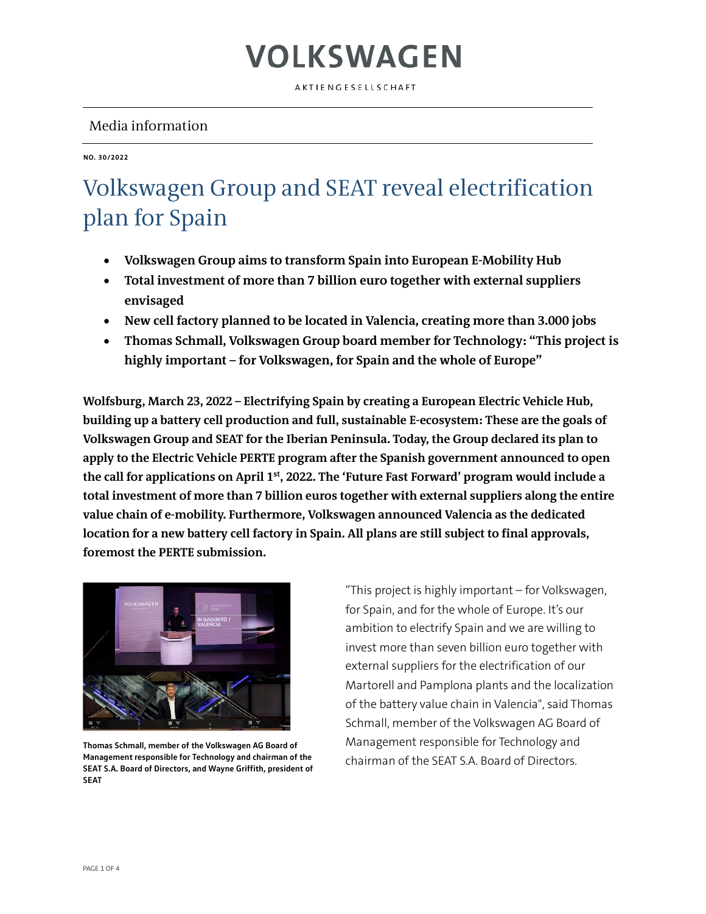# VOLKSWAGEN

AKTIENGESELLSCHAFT

Media information

**NO. 30/2022**

# Volkswagen Group and SEAT reveal electrification plan for Spain

- **Volkswagen Group aims to transform Spain into European E-Mobility Hub**
- **Total investment of more than 7 billion euro together with external suppliers envisaged**
- **New cell factory planned to be located in Valencia, creating more than 3.000 jobs**
- **Thomas Schmall, Volkswagen Group board member for Technology: "This project is highly important – for Volkswagen, for Spain and the whole of Europe"**

**Wolfsburg, March 23, 2022 – Electrifying Spain by creating a European Electric Vehicle Hub, building up a battery cell production and full, sustainable E-ecosystem: These are the goals of Volkswagen Group and SEAT for the Iberian Peninsula. Today, the Group declared its plan to apply to the Electric Vehicle PERTE program after the Spanish government announced to open the call for applications on April 1st, 2022. The 'Future Fast Forward' program would include a total investment of more than 7 billion euros together with external suppliers along the entire value chain of e-mobility. Furthermore, Volkswagen announced Valencia as the dedicated location for a new battery cell factory in Spain. All plans are still subject to final approvals, foremost the PERTE submission.**

**Thomas Schmall, member of the Volkswagen AG Board of Management responsible for Technology and chairman of the SEAT S.A. Board of Directors, and Wayne Griffith, president of SEAT**

"This project is highly important – for Volkswagen, for Spain, and for the whole of Europe. It's our ambition to electrify Spain and we are willing to invest more than seven billion euro together with external suppliers for the electrification of our Martorell and Pamplona plants and the localization of the battery value chain in Valencia", said Thomas Schmall, member of the Volkswagen AG Board of Management responsible for Technology and chairman of the SEAT S.A. Board of Directors.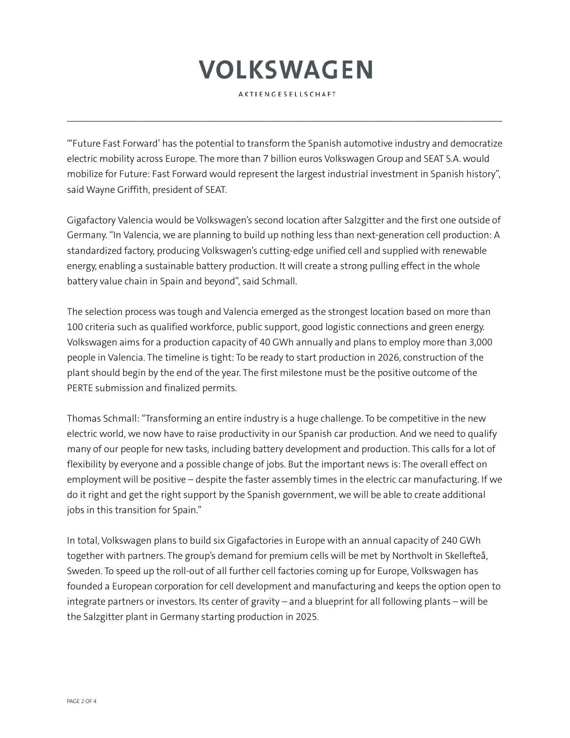"'Future Fast Forward' has the potential to transform the Spanish automotive industry and democratize electric mobility across Europe. The more than 7 billion euros Volkswagen Group and SEAT S.A. would mobilize for Future: Fast Forward would represent the largest industrial investment in Spanish history", said Wayne Griffith, president of SEAT.

Gigafactory Valencia would be Volkswagen's second location after Salzgitter and the first one outside of Germany. "In Valencia, we are planning to build up nothing less than next-generation cell production: A standardized factory, producing Volkswagen's cutting-edge unified cell and supplied with renewable energy, enabling a sustainable battery production. It will create a strong pulling effect in the whole battery value chain in Spain and beyond", said Schmall.

The selection process was tough and Valencia emerged as the strongest location based on more than 100 criteria such as qualified workforce, public support, good logistic connections and green energy. Volkswagen aims for a production capacity of 40 GWh annually and plans to employ more than 3,000 people in Valencia. The timeline is tight: To be ready to start production in 2026, construction of the plant should begin by the end of the year. The first milestone must be the positive outcome of the PERTE submission and finalized permits.

Thomas Schmall: "Transforming an entire industry is a huge challenge. To be competitive in the new electric world, we now have to raise productivity in our Spanish car production. And we need to qualify many of our people for new tasks, including battery development and production. This calls for a lot of flexibility by everyone and a possible change of jobs. But the important news is: The overall effect on employment will be positive – despite the faster assembly times in the electric car manufacturing. If we do it right and get the right support by the Spanish government, we will be able to create additional jobs in this transition for Spain."

In total, Volkswagen plans to build six Gigafactories in Europe with an annual capacity of 240 GWh together with partners. The group's demand for premium cells will be met by Northvolt in Skellefteå, Sweden. To speed up the roll-out of all further cell factories coming up for Europe, Volkswagen has founded a European corporation for cell development and manufacturing and keeps the option open to integrate partners or investors. Its center of gravity – and a blueprint for all following plants – will be the Salzgitter plant in Germany starting production in 2025.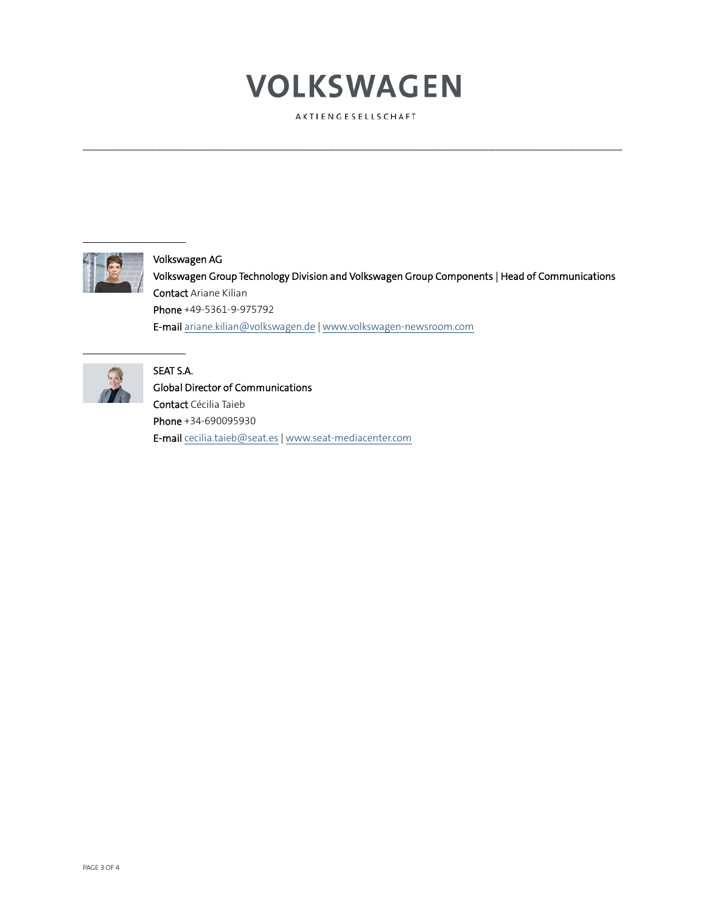**Volkswagen AG**
**Volkswagen Group Technology Division and Volkswagen Group Components | Head of Communications**
**Contact** Ariane Kilian
**Phone** +49-5361-9-975792
**E-mail** ariane.kilian@volkswagen.de | www.volkswagen-newsroom.com

---

**SEAT S.A.**
**Global Director of Communications**
**Contact** Cécilia Taieb
**Phone** +34-690095930
**E-mail** cecilia.taieb@seat.es | www.seat-mediacenter.com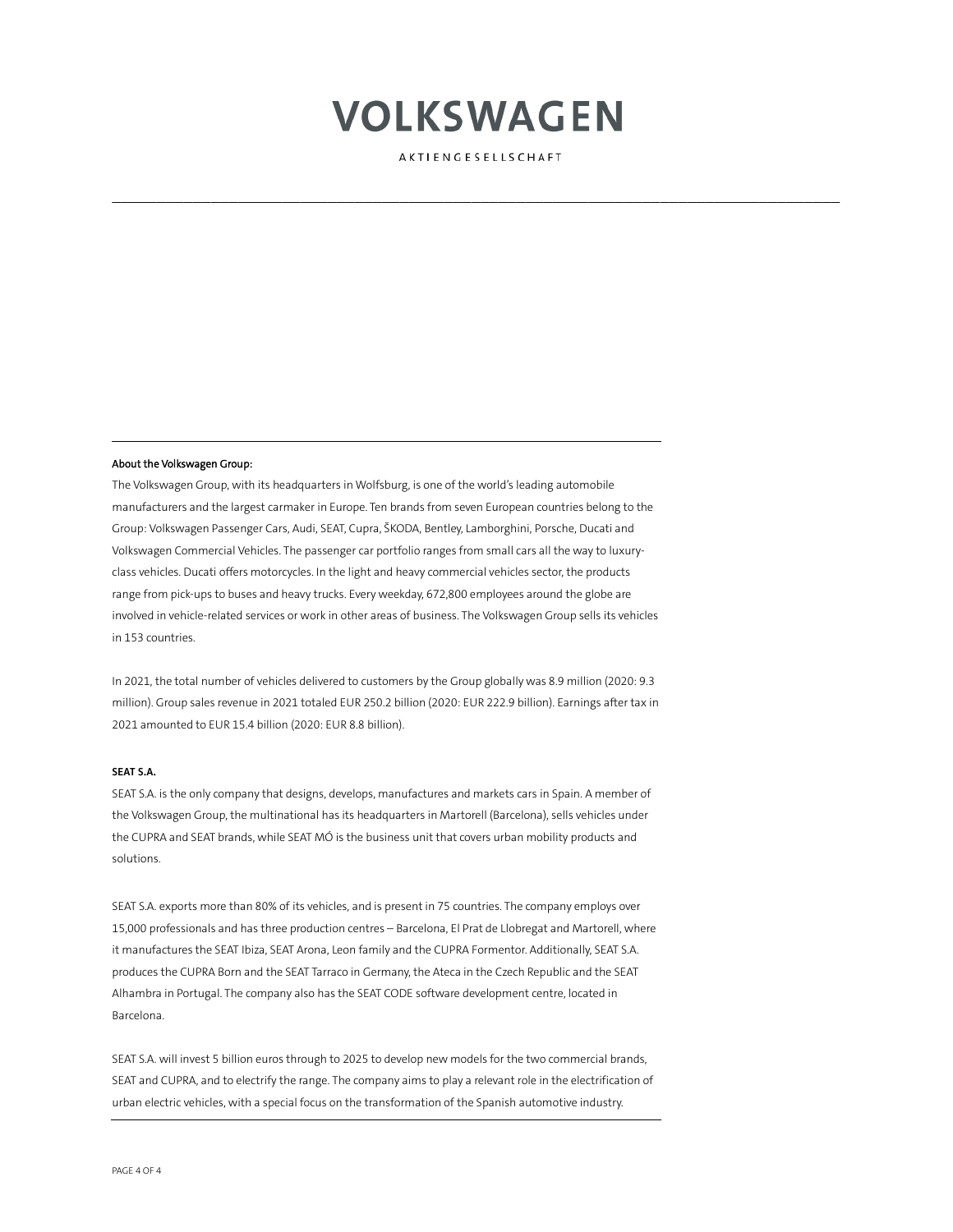**VOLKSWAGEN**

AKTIENGESELLSCHAFT

About the Volkswagen Group:

The Volkswagen Group, with its headquarters in Wolfsburg, is one of the world's leading automobile manufacturers and the largest carmaker in Europe. Ten brands from seven European countries belong to the Group: Volkswagen Passenger Cars, Audi, SEAT, Cupra, ŠKODA, Bentley, Lamborghini, Porsche, Ducati and Volkswagen Commercial Vehicles. The passenger car portfolio ranges from small cars all the way to luxury-class vehicles. Ducati offers motorcycles. In the light and heavy commercial vehicles sector, the products range from pick-ups to buses and heavy trucks. Every weekday, 672,800 employees around the globe are involved in vehicle-related services or work in other areas of business. The Volkswagen Group sells its vehicles in 153 countries.

In 2021, the total number of vehicles delivered to customers by the Group globally was 8.9 million (2020: 9.3 million). Group sales revenue in 2021 totaled EUR 250.2 billion (2020: EUR 222.9 billion). Earnings after tax in 2021 amounted to EUR 15.4 billion (2020: EUR 8.8 billion).

**SEAT S.A.**

SEAT S.A. is the only company that designs, develops, manufactures and markets cars in Spain. A member of the Volkswagen Group, the multinational has its headquarters in Martorell (Barcelona), sells vehicles under the CUPRA and SEAT brands, while SEAT MÓ is the business unit that covers urban mobility products and solutions.

SEAT S.A. exports more than 80% of its vehicles, and is present in 75 countries. The company employs over 15,000 professionals and has three production centres – Barcelona, El Prat de Llobregat and Martorell, where it manufactures the SEAT Ibiza, SEAT Arona, Leon family and the CUPRA Formentor. Additionally, SEAT S.A. produces the CUPRA Born and the SEAT Tarraco in Germany, the Ateca in the Czech Republic and the SEAT Alhambra in Portugal. The company also has the SEAT CODE software development centre, located in Barcelona.

SEAT S.A. will invest 5 billion euros through to 2025 to develop new models for the two commercial brands, SEAT and CUPRA, and to electrify the range. The company aims to play a relevant role in the electrification of urban electric vehicles, with a special focus on the transformation of the Spanish automotive industry.